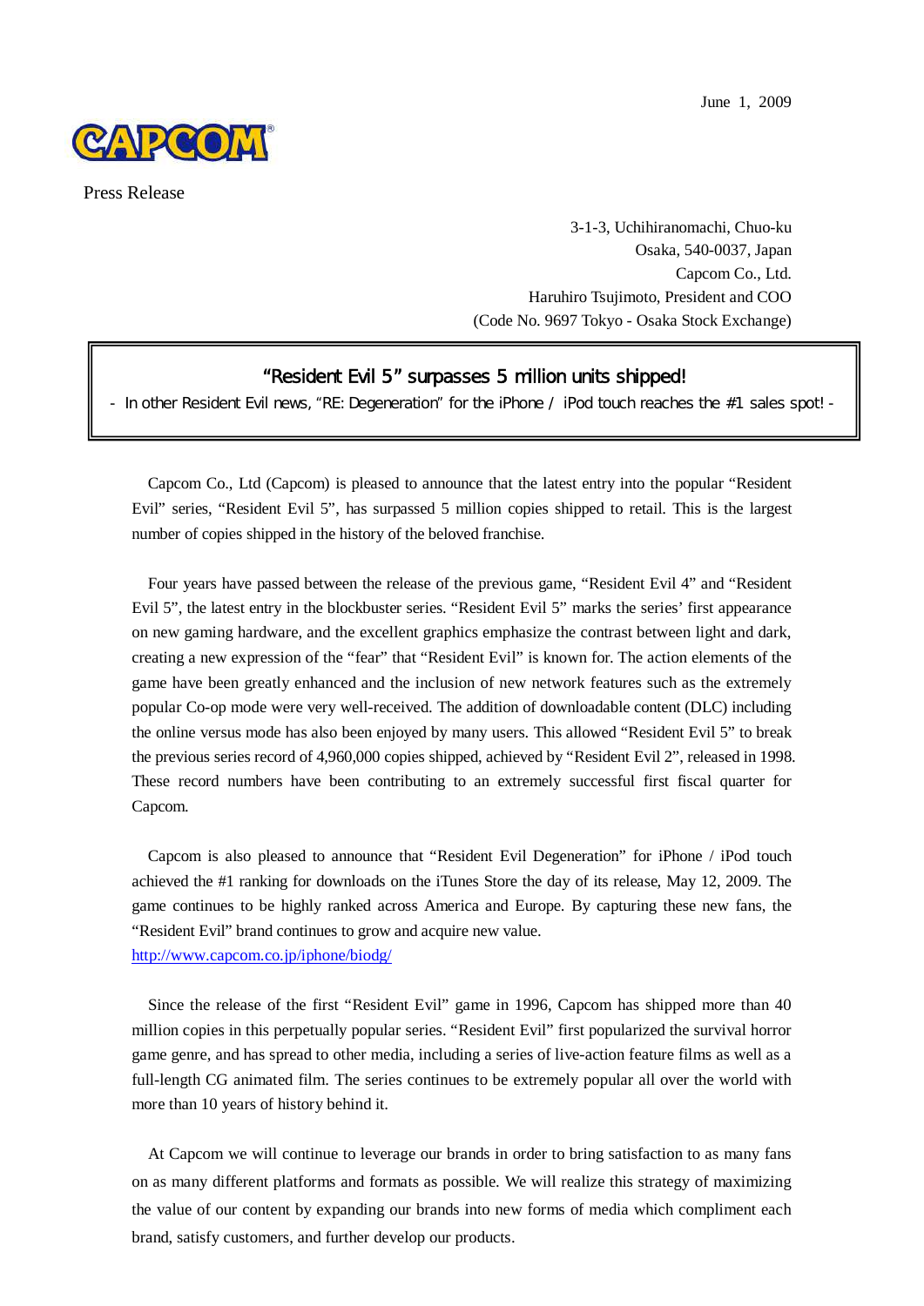June 1, 2009

CAPCOM

Press Release

3-1-3, Uchihiranomachi, Chuo-ku
Osaka, 540-0037, Japan
Capcom Co., Ltd.
Haruhiro Tsujimoto, President and COO
(Code No. 9697 Tokyo - Osaka Stock Exchange)

# "Resident Evil 5" surpasses 5 million units shipped!

**- In other Resident Evil news, "RE: Degeneration" for the iPhone / iPod touch reaches the #1 sales spot! -**

Capcom Co., Ltd (Capcom) is pleased to announce that the latest entry into the popular "Resident Evil" series, "Resident Evil 5", has surpassed 5 million copies shipped to retail. This is the largest number of copies shipped in the history of the beloved franchise.

Four years have passed between the release of the previous game, "Resident Evil 4" and "Resident Evil 5", the latest entry in the blockbuster series. "Resident Evil 5" marks the series' first appearance on new gaming hardware, and the excellent graphics emphasize the contrast between light and dark, creating a new expression of the "fear" that "Resident Evil" is known for. The action elements of the game have been greatly enhanced and the inclusion of new network features such as the extremely popular Co-op mode were very well-received. The addition of downloadable content (DLC) including the online versus mode has also been enjoyed by many users. This allowed "Resident Evil 5" to break the previous series record of 4,960,000 copies shipped, achieved by "Resident Evil 2", released in 1998. These record numbers have been contributing to an extremely successful first fiscal quarter for Capcom.

Capcom is also pleased to announce that "Resident Evil Degeneration" for iPhone / iPod touch achieved the #1 ranking for downloads on the iTunes Store the day of its release, May 12, 2009. The game continues to be highly ranked across America and Europe. By capturing these new fans, the "Resident Evil" brand continues to grow and acquire new value.
http://www.capcom.co.jp/iphone/biodg/

Since the release of the first "Resident Evil" game in 1996, Capcom has shipped more than 40 million copies in this perpetually popular series. "Resident Evil" first popularized the survival horror game genre, and has spread to other media, including a series of live-action feature films as well as a full-length CG animated film. The series continues to be extremely popular all over the world with more than 10 years of history behind it.

At Capcom we will continue to leverage our brands in order to bring satisfaction to as many fans on as many different platforms and formats as possible. We will realize this strategy of maximizing the value of our content by expanding our brands into new forms of media which compliment each brand, satisfy customers, and further develop our products.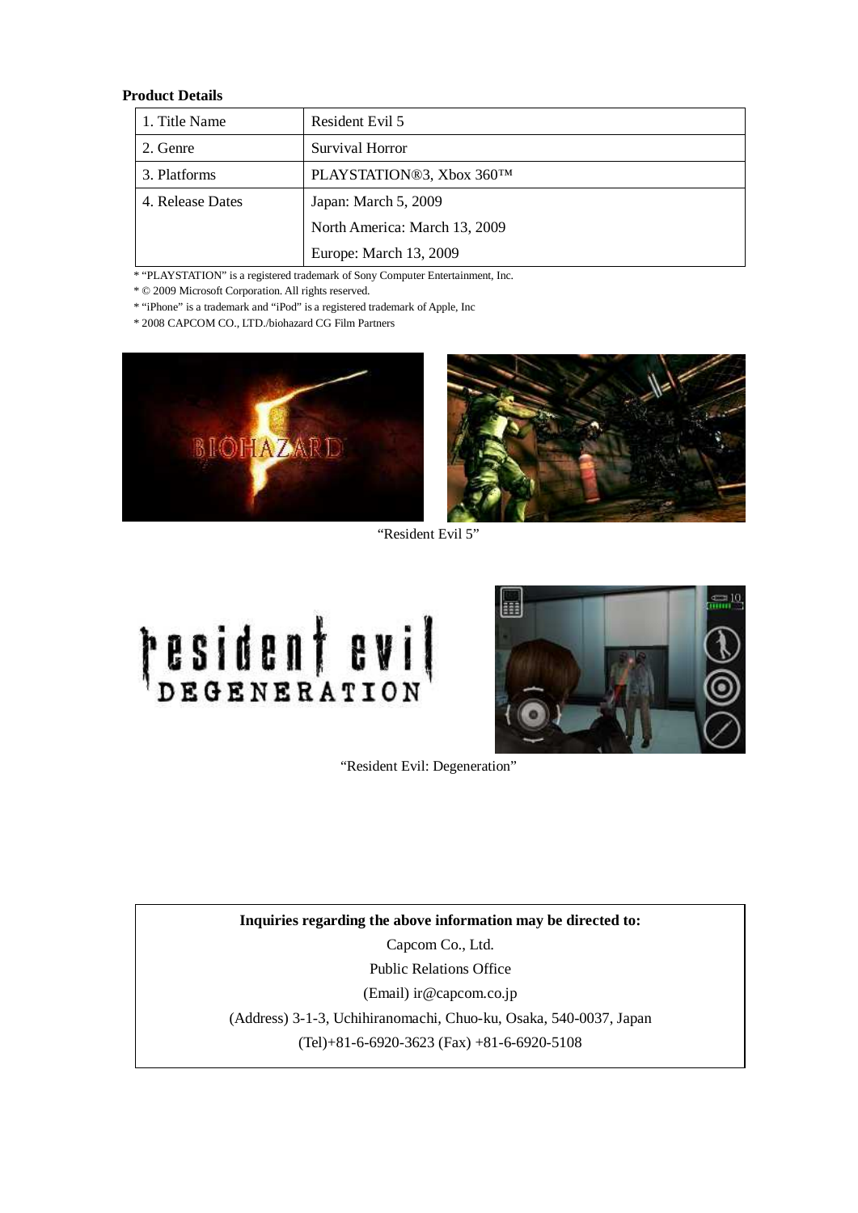**Product Details**

| | |
|---|---|
| 1. Title Name | Resident Evil 5 |
| 2. Genre | Survival Horror |
| 3. Platforms | PLAYSTATION®3, Xbox 360™ |
| 4. Release Dates | Japan: March 5, 2009<br>North America: March 13, 2009<br>Europe: March 13, 2009 |

* "PLAYSTATION" is a registered trademark of Sony Computer Entertainment, Inc.
* © 2009 Microsoft Corporation. All rights reserved.
* "iPhone" is a trademark and "iPod" is a registered trademark of Apple, Inc
* 2008 CAPCOM CO., LTD./biohazard CG Film Partners

"Resident Evil 5"

"Resident Evil: Degeneration"

| |
|---|
| **Inquiries regarding the above information may be directed to:** |
| Capcom Co., Ltd. |
| Public Relations Office |
| (Email) ir@capcom.co.jp |
| (Address) 3-1-3, Uchihiranomachi, Chuo-ku, Osaka, 540-0037, Japan |
| (Tel)+81-6-6920-3623 (Fax) +81-6-6920-5108 |